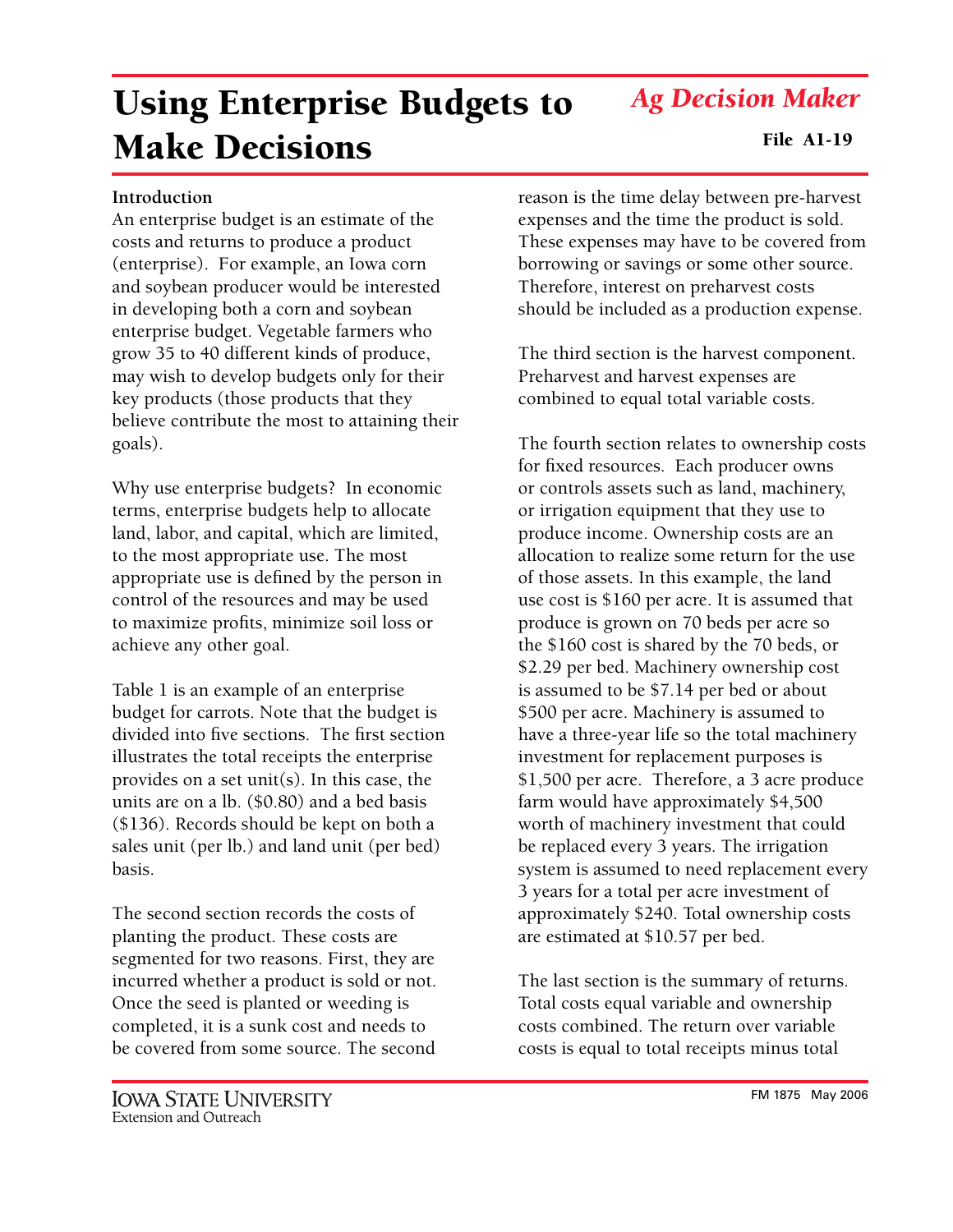# Using Enterprise Budgets to Make Decisions

*Ag Decision Maker*

**File A1-19**

**Introduction**

An enterprise budget is an estimate of the costs and returns to produce a product (enterprise). For example, an Iowa corn and soybean producer would be interested in developing both a corn and soybean enterprise budget. Vegetable farmers who grow 35 to 40 different kinds of produce, may wish to develop budgets only for their key products (those products that they believe contribute the most to attaining their goals).

Why use enterprise budgets? In economic terms, enterprise budgets help to allocate land, labor, and capital, which are limited, to the most appropriate use. The most appropriate use is defined by the person in control of the resources and may be used to maximize profits, minimize soil loss or achieve any other goal.

Table 1 is an example of an enterprise budget for carrots. Note that the budget is divided into five sections. The first section illustrates the total receipts the enterprise provides on a set unit(s). In this case, the units are on a lb. ($0.80) and a bed basis ($136). Records should be kept on both a sales unit (per lb.) and land unit (per bed) basis.

The second section records the costs of planting the product. These costs are segmented for two reasons. First, they are incurred whether a product is sold or not. Once the seed is planted or weeding is completed, it is a sunk cost and needs to be covered from some source. The second reason is the time delay between pre-harvest expenses and the time the product is sold. These expenses may have to be covered from borrowing or savings or some other source. Therefore, interest on preharvest costs should be included as a production expense.

The third section is the harvest component. Preharvest and harvest expenses are combined to equal total variable costs.

The fourth section relates to ownership costs for fixed resources. Each producer owns or controls assets such as land, machinery, or irrigation equipment that they use to produce income. Ownership costs are an allocation to realize some return for the use of those assets. In this example, the land use cost is $160 per acre. It is assumed that produce is grown on 70 beds per acre so the $160 cost is shared by the 70 beds, or $2.29 per bed. Machinery ownership cost is assumed to be $7.14 per bed or about $500 per acre. Machinery is assumed to have a three-year life so the total machinery investment for replacement purposes is $1,500 per acre. Therefore, a 3 acre produce farm would have approximately $4,500 worth of machinery investment that could be replaced every 3 years. The irrigation system is assumed to need replacement every 3 years for a total per acre investment of approximately $240. Total ownership costs are estimated at $10.57 per bed.

The last section is the summary of returns. Total costs equal variable and ownership costs combined. The return over variable costs is equal to total receipts minus total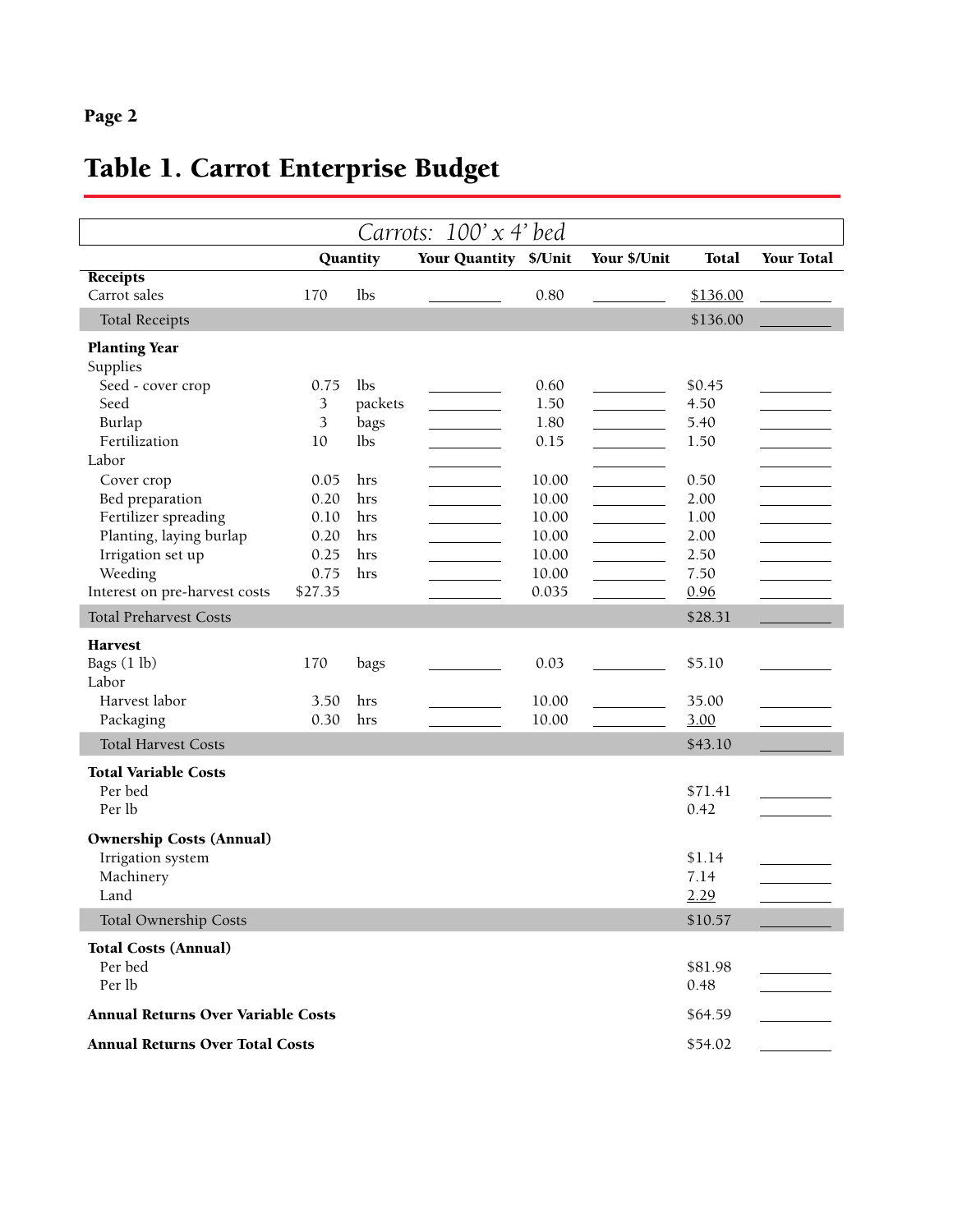# Table 1. Carrot Enterprise Budget

| Carrots: 100' x 4' bed | | | | | | | |
|---|---|---|---|---|---|---|---|
| | Quantity | | Your Quantity | $/Unit | Your $/Unit | Total | Your Total |
| **Receipts** | | | | | | | |
| Carrot sales | 170 | lbs | | 0.80 | | $136.00 | |
| Total Receipts | | | | | | $136.00 | |
| **Planting Year** | | | | | | | |
| Supplies | | | | | | | |
| Seed - cover crop | 0.75 | lbs | | 0.60 | | $0.45 | |
| Seed | 3 | packets | | 1.50 | | 4.50 | |
| Burlap | 3 | bags | | 1.80 | | 5.40 | |
| Fertilization | 10 | lbs | | 0.15 | | 1.50 | |
| Labor | | | | | | | |
| Cover crop | 0.05 | hrs | | 10.00 | | 0.50 | |
| Bed preparation | 0.20 | hrs | | 10.00 | | 2.00 | |
| Fertilizer spreading | 0.10 | hrs | | 10.00 | | 1.00 | |
| Planting, laying burlap | 0.20 | hrs | | 10.00 | | 2.00 | |
| Irrigation set up | 0.25 | hrs | | 10.00 | | 2.50 | |
| Weeding | 0.75 | hrs | | 10.00 | | 7.50 | |
| Interest on pre-harvest costs | $27.35 | | | 0.035 | | 0.96 | |
| Total Preharvest Costs | | | | | | $28.31 | |
| **Harvest** | | | | | | | |
| Bags (1 lb) | 170 | bags | | 0.03 | | $5.10 | |
| Labor | | | | | | | |
| Harvest labor | 3.50 | hrs | | 10.00 | | 35.00 | |
| Packaging | 0.30 | hrs | | 10.00 | | 3.00 | |
| Total Harvest Costs | | | | | | $43.10 | |
| **Total Variable Costs** | | | | | | | |
| Per bed | | | | | | $71.41 | |
| Per lb | | | | | | 0.42 | |
| **Ownership Costs (Annual)** | | | | | | | |
| Irrigation system | | | | | | $1.14 | |
| Machinery | | | | | | 7.14 | |
| Land | | | | | | 2.29 | |
| Total Ownership Costs | | | | | | $10.57 | |
| **Total Costs (Annual)** | | | | | | | |
| Per bed | | | | | | $81.98 | |
| Per lb | | | | | | 0.48 | |
| **Annual Returns Over Variable Costs** | | | | | | $64.59 | |
| **Annual Returns Over Total Costs** | | | | | | $54.02 | |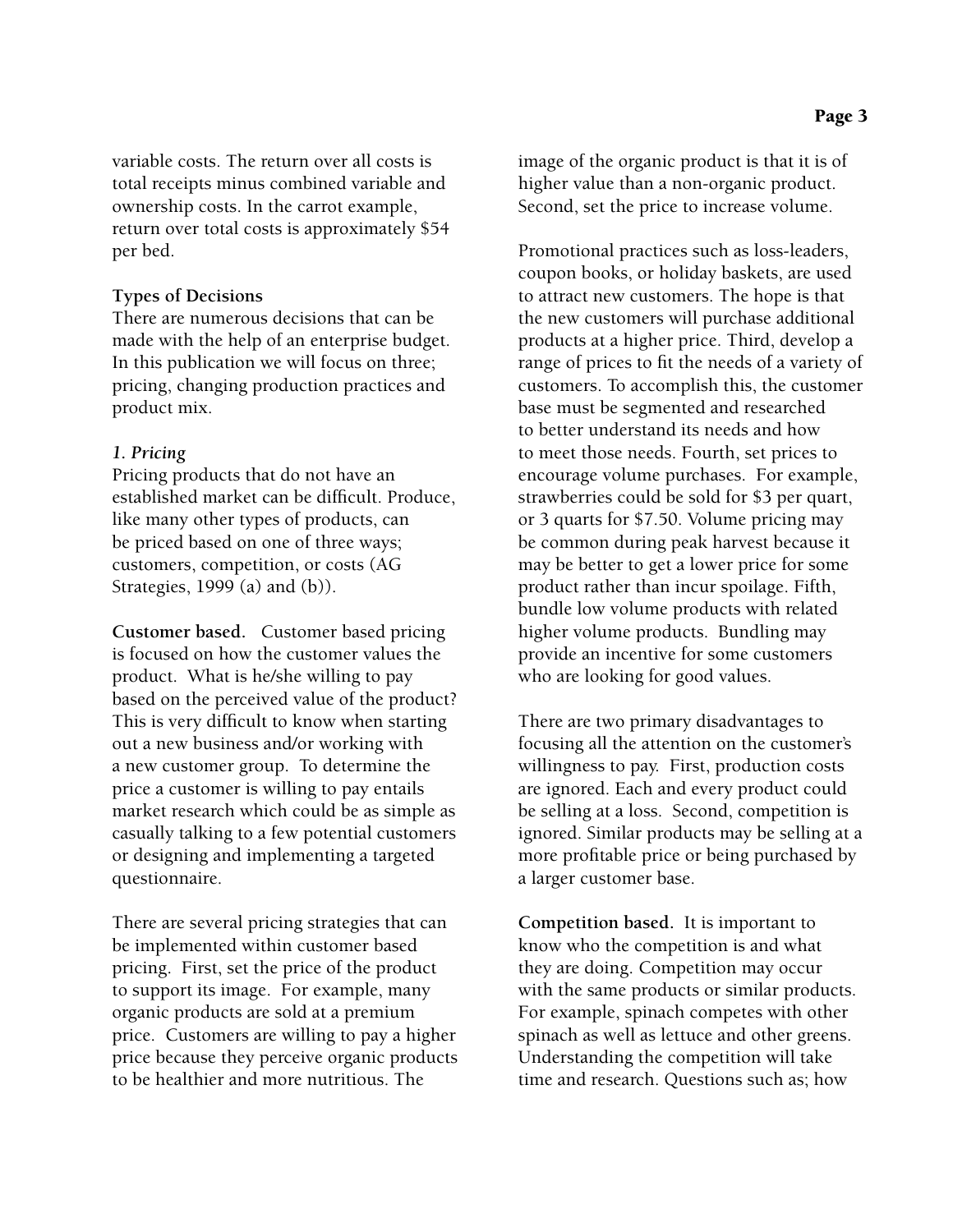variable costs. The return over all costs is total receipts minus combined variable and ownership costs. In the carrot example, return over total costs is approximately $54 per bed.

**Types of Decisions**

There are numerous decisions that can be made with the help of an enterprise budget. In this publication we will focus on three; pricing, changing production practices and product mix.

***1. Pricing***

Pricing products that do not have an established market can be difficult. Produce, like many other types of products, can be priced based on one of three ways; customers, competition, or costs (AG Strategies, 1999 (a) and (b)).

**Customer based.** Customer based pricing is focused on how the customer values the product. What is he/she willing to pay based on the perceived value of the product? This is very difficult to know when starting out a new business and/or working with a new customer group. To determine the price a customer is willing to pay entails market research which could be as simple as casually talking to a few potential customers or designing and implementing a targeted questionnaire.

There are several pricing strategies that can be implemented within customer based pricing. First, set the price of the product to support its image. For example, many organic products are sold at a premium price. Customers are willing to pay a higher price because they perceive organic products to be healthier and more nutritious. The image of the organic product is that it is of higher value than a non-organic product. Second, set the price to increase volume.

Promotional practices such as loss-leaders, coupon books, or holiday baskets, are used to attract new customers. The hope is that the new customers will purchase additional products at a higher price. Third, develop a range of prices to fit the needs of a variety of customers. To accomplish this, the customer base must be segmented and researched to better understand its needs and how to meet those needs. Fourth, set prices to encourage volume purchases. For example, strawberries could be sold for $3 per quart, or 3 quarts for $7.50. Volume pricing may be common during peak harvest because it may be better to get a lower price for some product rather than incur spoilage. Fifth, bundle low volume products with related higher volume products. Bundling may provide an incentive for some customers who are looking for good values.

There are two primary disadvantages to focusing all the attention on the customer's willingness to pay. First, production costs are ignored. Each and every product could be selling at a loss. Second, competition is ignored. Similar products may be selling at a more profitable price or being purchased by a larger customer base.

**Competition based.** It is important to know who the competition is and what they are doing. Competition may occur with the same products or similar products. For example, spinach competes with other spinach as well as lettuce and other greens. Understanding the competition will take time and research. Questions such as; how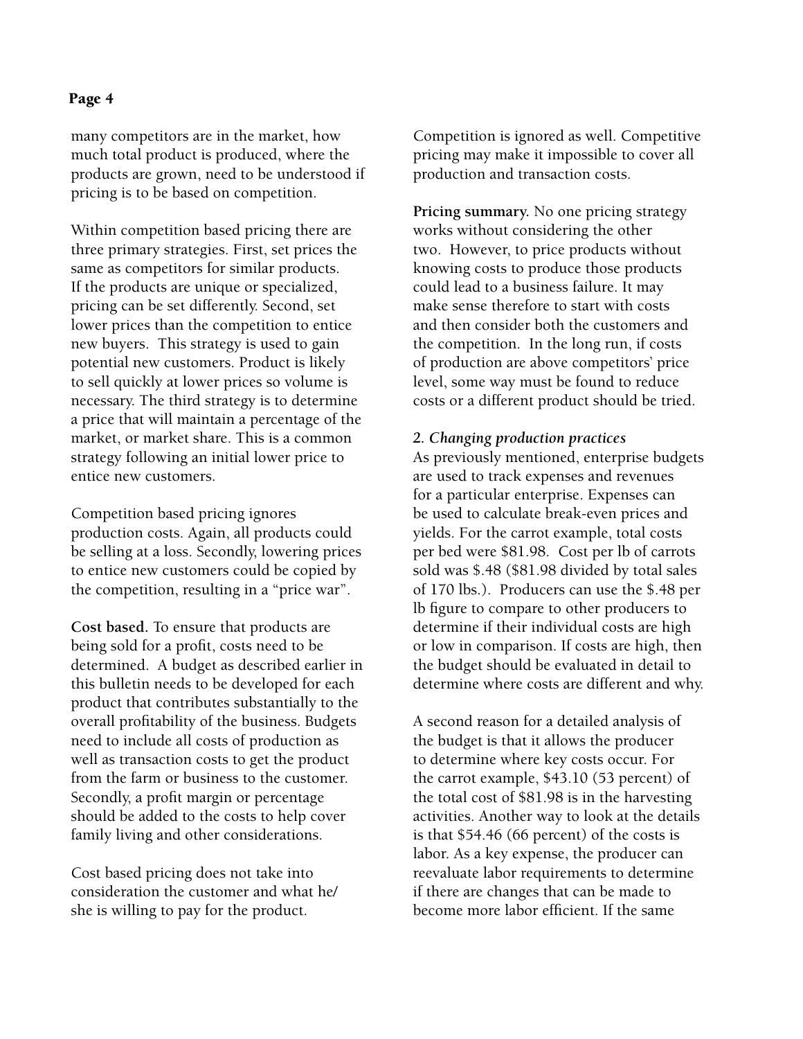many competitors are in the market, how much total product is produced, where the products are grown, need to be understood if pricing is to be based on competition.

Within competition based pricing there are three primary strategies. First, set prices the same as competitors for similar products. If the products are unique or specialized, pricing can be set differently. Second, set lower prices than the competition to entice new buyers. This strategy is used to gain potential new customers. Product is likely to sell quickly at lower prices so volume is necessary. The third strategy is to determine a price that will maintain a percentage of the market, or market share. This is a common strategy following an initial lower price to entice new customers.

Competition based pricing ignores production costs. Again, all products could be selling at a loss. Secondly, lowering prices to entice new customers could be copied by the competition, resulting in a "price war".

**Cost based.** To ensure that products are being sold for a profit, costs need to be determined. A budget as described earlier in this bulletin needs to be developed for each product that contributes substantially to the overall profitability of the business. Budgets need to include all costs of production as well as transaction costs to get the product from the farm or business to the customer. Secondly, a profit margin or percentage should be added to the costs to help cover family living and other considerations.

Cost based pricing does not take into consideration the customer and what he/she is willing to pay for the product. Competition is ignored as well. Competitive pricing may make it impossible to cover all production and transaction costs.

**Pricing summary.** No one pricing strategy works without considering the other two. However, to price products without knowing costs to produce those products could lead to a business failure. It may make sense therefore to start with costs and then consider both the customers and the competition. In the long run, if costs of production are above competitors' price level, some way must be found to reduce costs or a different product should be tried.

***2. Changing production practices***

As previously mentioned, enterprise budgets are used to track expenses and revenues for a particular enterprise. Expenses can be used to calculate break-even prices and yields. For the carrot example, total costs per bed were $81.98. Cost per lb of carrots sold was $.48 ($81.98 divided by total sales of 170 lbs.). Producers can use the $.48 per lb figure to compare to other producers to determine if their individual costs are high or low in comparison. If costs are high, then the budget should be evaluated in detail to determine where costs are different and why.

A second reason for a detailed analysis of the budget is that it allows the producer to determine where key costs occur. For the carrot example, $43.10 (53 percent) of the total cost of $81.98 is in the harvesting activities. Another way to look at the details is that $54.46 (66 percent) of the costs is labor. As a key expense, the producer can reevaluate labor requirements to determine if there are changes that can be made to become more labor efficient. If the same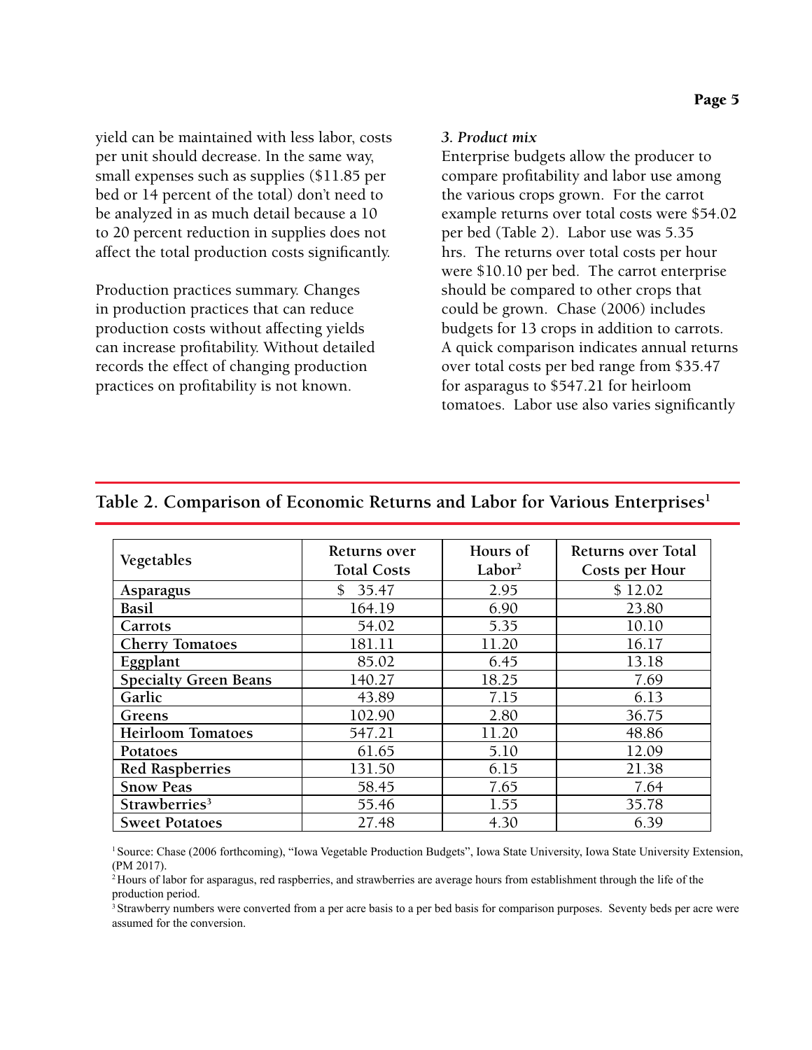yield can be maintained with less labor, costs per unit should decrease. In the same way, small expenses such as supplies ($11.85 per bed or 14 percent of the total) don't need to be analyzed in as much detail because a 10 to 20 percent reduction in supplies does not affect the total production costs significantly.

Production practices summary. Changes in production practices that can reduce production costs without affecting yields can increase profitability. Without detailed records the effect of changing production practices on profitability is not known.

### *3. Product mix*

Enterprise budgets allow the producer to compare profitability and labor use among the various crops grown. For the carrot example returns over total costs were $54.02 per bed (Table 2). Labor use was 5.35 hrs. The returns over total costs per hour were $10.10 per bed. The carrot enterprise should be compared to other crops that could be grown. Chase (2006) includes budgets for 13 crops in addition to carrots. A quick comparison indicates annual returns over total costs per bed range from $35.47 for asparagus to $547.21 for heirloom tomatoes. Labor use also varies significantly

## Table 2. Comparison of Economic Returns and Labor for Various Enterprises[1]

| Vegetables | Returns over Total Costs | Hours of Labor[2] | Returns over Total Costs per Hour |
|---|---|---|---|
| **Asparagus** | $ 35.47 | 2.95 | $ 12.02 |
| **Basil** | 164.19 | 6.90 | 23.80 |
| **Carrots** | 54.02 | 5.35 | 10.10 |
| **Cherry Tomatoes** | 181.11 | 11.20 | 16.17 |
| **Eggplant** | 85.02 | 6.45 | 13.18 |
| **Specialty Green Beans** | 140.27 | 18.25 | 7.69 |
| **Garlic** | 43.89 | 7.15 | 6.13 |
| **Greens** | 102.90 | 2.80 | 36.75 |
| **Heirloom Tomatoes** | 547.21 | 11.20 | 48.86 |
| **Potatoes** | 61.65 | 5.10 | 12.09 |
| **Red Raspberries** | 131.50 | 6.15 | 21.38 |
| **Snow Peas** | 58.45 | 7.65 | 7.64 |
| **Strawberries[3]** | 55.46 | 1.55 | 35.78 |
| **Sweet Potatoes** | 27.48 | 4.30 | 6.39 |

[1] Source: Chase (2006 forthcoming), "Iowa Vegetable Production Budgets", Iowa State University, Iowa State University Extension, (PM 2017).

[2] Hours of labor for asparagus, red raspberries, and strawberries are average hours from establishment through the life of the production period.

[3] Strawberry numbers were converted from a per acre basis to a per bed basis for comparison purposes. Seventy beds per acre were assumed for the conversion.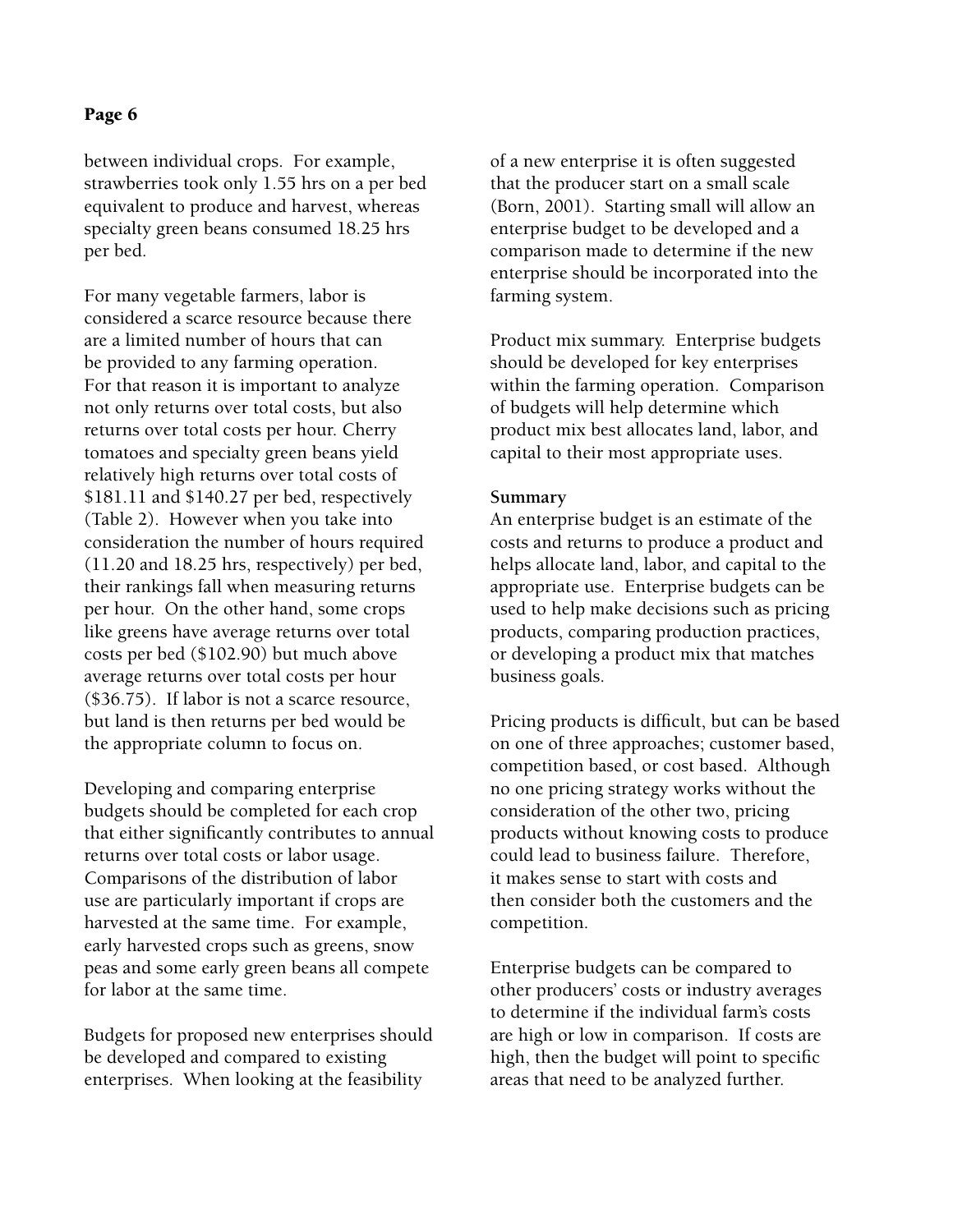between individual crops. For example, strawberries took only 1.55 hrs on a per bed equivalent to produce and harvest, whereas specialty green beans consumed 18.25 hrs per bed.

For many vegetable farmers, labor is considered a scarce resource because there are a limited number of hours that can be provided to any farming operation. For that reason it is important to analyze not only returns over total costs, but also returns over total costs per hour. Cherry tomatoes and specialty green beans yield relatively high returns over total costs of $181.11 and $140.27 per bed, respectively (Table 2). However when you take into consideration the number of hours required (11.20 and 18.25 hrs, respectively) per bed, their rankings fall when measuring returns per hour. On the other hand, some crops like greens have average returns over total costs per bed ($102.90) but much above average returns over total costs per hour ($36.75). If labor is not a scarce resource, but land is then returns per bed would be the appropriate column to focus on.

Developing and comparing enterprise budgets should be completed for each crop that either significantly contributes to annual returns over total costs or labor usage. Comparisons of the distribution of labor use are particularly important if crops are harvested at the same time. For example, early harvested crops such as greens, snow peas and some early green beans all compete for labor at the same time.

Budgets for proposed new enterprises should be developed and compared to existing enterprises. When looking at the feasibility of a new enterprise it is often suggested that the producer start on a small scale (Born, 2001). Starting small will allow an enterprise budget to be developed and a comparison made to determine if the new enterprise should be incorporated into the farming system.

Product mix summary. Enterprise budgets should be developed for key enterprises within the farming operation. Comparison of budgets will help determine which product mix best allocates land, labor, and capital to their most appropriate uses.

**Summary**

An enterprise budget is an estimate of the costs and returns to produce a product and helps allocate land, labor, and capital to the appropriate use. Enterprise budgets can be used to help make decisions such as pricing products, comparing production practices, or developing a product mix that matches business goals.

Pricing products is difficult, but can be based on one of three approaches; customer based, competition based, or cost based. Although no one pricing strategy works without the consideration of the other two, pricing products without knowing costs to produce could lead to business failure. Therefore, it makes sense to start with costs and then consider both the customers and the competition.

Enterprise budgets can be compared to other producers' costs or industry averages to determine if the individual farm's costs are high or low in comparison. If costs are high, then the budget will point to specific areas that need to be analyzed further.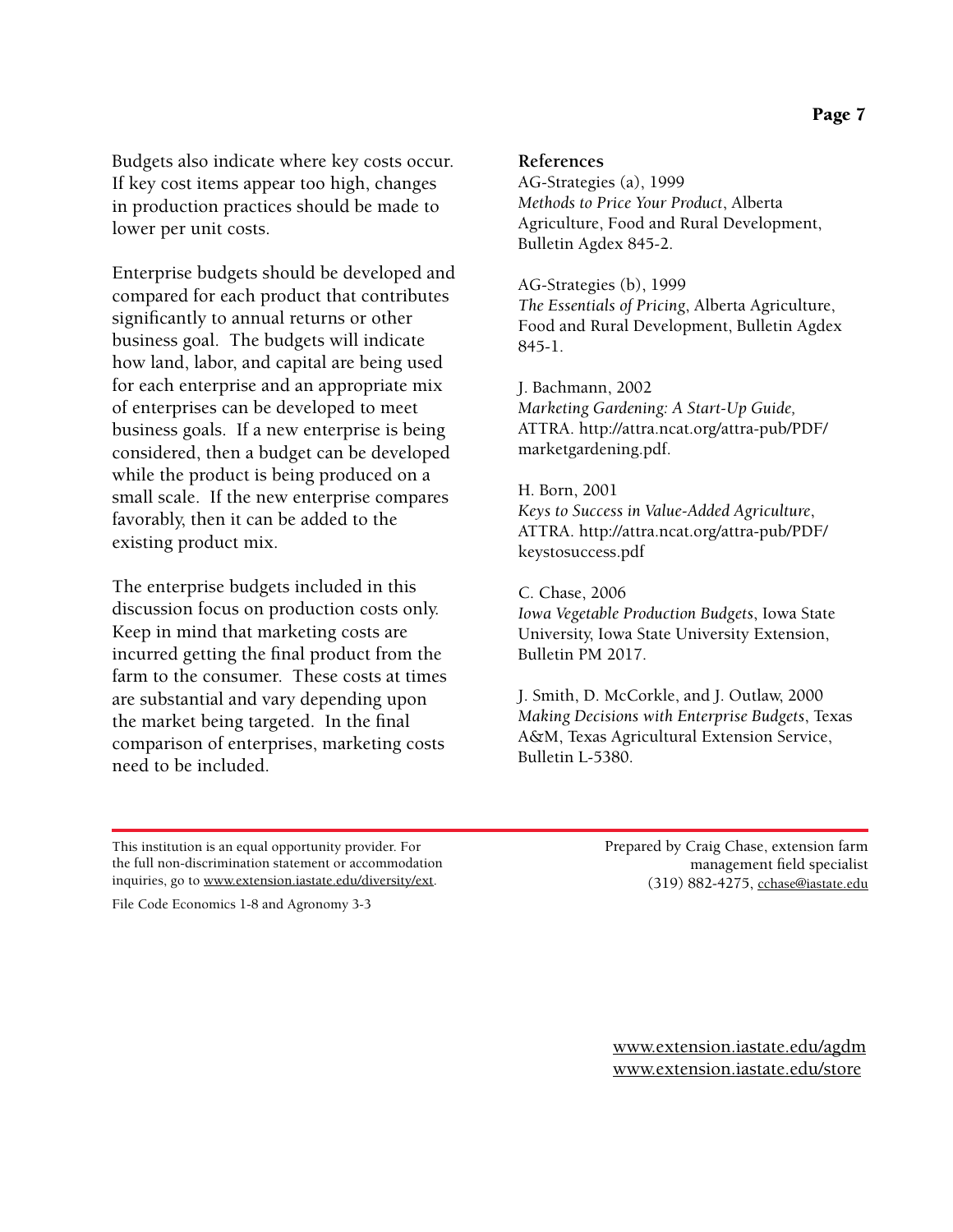Budgets also indicate where key costs occur. If key cost items appear too high, changes in production practices should be made to lower per unit costs.

Enterprise budgets should be developed and compared for each product that contributes significantly to annual returns or other business goal. The budgets will indicate how land, labor, and capital are being used for each enterprise and an appropriate mix of enterprises can be developed to meet business goals. If a new enterprise is being considered, then a budget can be developed while the product is being produced on a small scale. If the new enterprise compares favorably, then it can be added to the existing product mix.

The enterprise budgets included in this discussion focus on production costs only. Keep in mind that marketing costs are incurred getting the final product from the farm to the consumer. These costs at times are substantial and vary depending upon the market being targeted. In the final comparison of enterprises, marketing costs need to be included.

## References

AG-Strategies (a), 1999
*Methods to Price Your Product*, Alberta Agriculture, Food and Rural Development, Bulletin Agdex 845-2.

AG-Strategies (b), 1999
*The Essentials of Pricing*, Alberta Agriculture, Food and Rural Development, Bulletin Agdex 845-1.

J. Bachmann, 2002
*Marketing Gardening: A Start-Up Guide,* ATTRA. http://attra.ncat.org/attra-pub/PDF/marketgardening.pdf.

H. Born, 2001
*Keys to Success in Value-Added Agriculture*, ATTRA. http://attra.ncat.org/attra-pub/PDF/keystosuccess.pdf

C. Chase, 2006
*Iowa Vegetable Production Budgets*, Iowa State University, Iowa State University Extension, Bulletin PM 2017.

J. Smith, D. McCorkle, and J. Outlaw, 2000
*Making Decisions with Enterprise Budgets*, Texas A&M, Texas Agricultural Extension Service, Bulletin L-5380.

---

This institution is an equal opportunity provider. For the full non-discrimination statement or accommodation inquiries, go to www.extension.iastate.edu/diversity/ext.

File Code Economics 1-8 and Agronomy 3-3

Prepared by Craig Chase, extension farm management field specialist
(319) 882-4275, cchase@iastate.edu

www.extension.iastate.edu/agdm
www.extension.iastate.edu/store